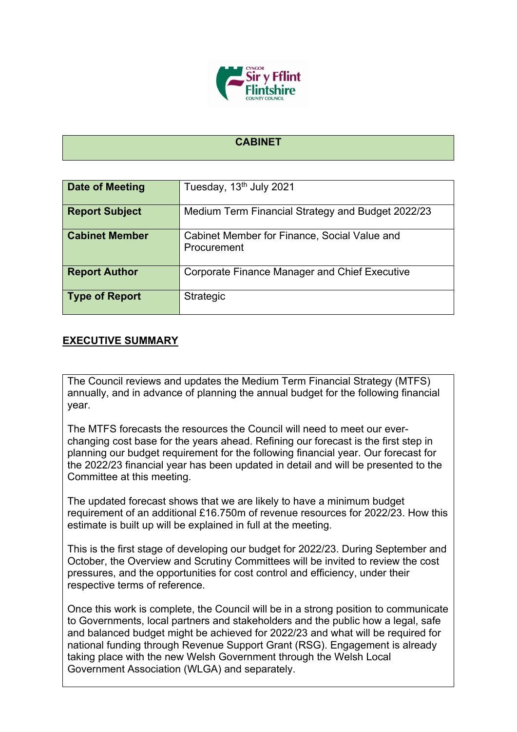# CABINET

| Date of Meeting | Tuesday, 13th July 2021 |
| --- | --- |
| **Report Subject** | Medium Term Financial Strategy and Budget 2022/23 |
| **Cabinet Member** | Cabinet Member for Finance, Social Value and Procurement |
| **Report Author** | Corporate Finance Manager and Chief Executive |
| **Type of Report** | Strategic |

## EXECUTIVE SUMMARY

The Council reviews and updates the Medium Term Financial Strategy (MTFS) annually, and in advance of planning the annual budget for the following financial year.

The MTFS forecasts the resources the Council will need to meet our ever-changing cost base for the years ahead. Refining our forecast is the first step in planning our budget requirement for the following financial year. Our forecast for the 2022/23 financial year has been updated in detail and will be presented to the Committee at this meeting.

The updated forecast shows that we are likely to have a minimum budget requirement of an additional £16.750m of revenue resources for 2022/23. How this estimate is built up will be explained in full at the meeting.

This is the first stage of developing our budget for 2022/23. During September and October, the Overview and Scrutiny Committees will be invited to review the cost pressures, and the opportunities for cost control and efficiency, under their respective terms of reference.

Once this work is complete, the Council will be in a strong position to communicate to Governments, local partners and stakeholders and the public how a legal, safe and balanced budget might be achieved for 2022/23 and what will be required for national funding through Revenue Support Grant (RSG). Engagement is already taking place with the new Welsh Government through the Welsh Local Government Association (WLGA) and separately.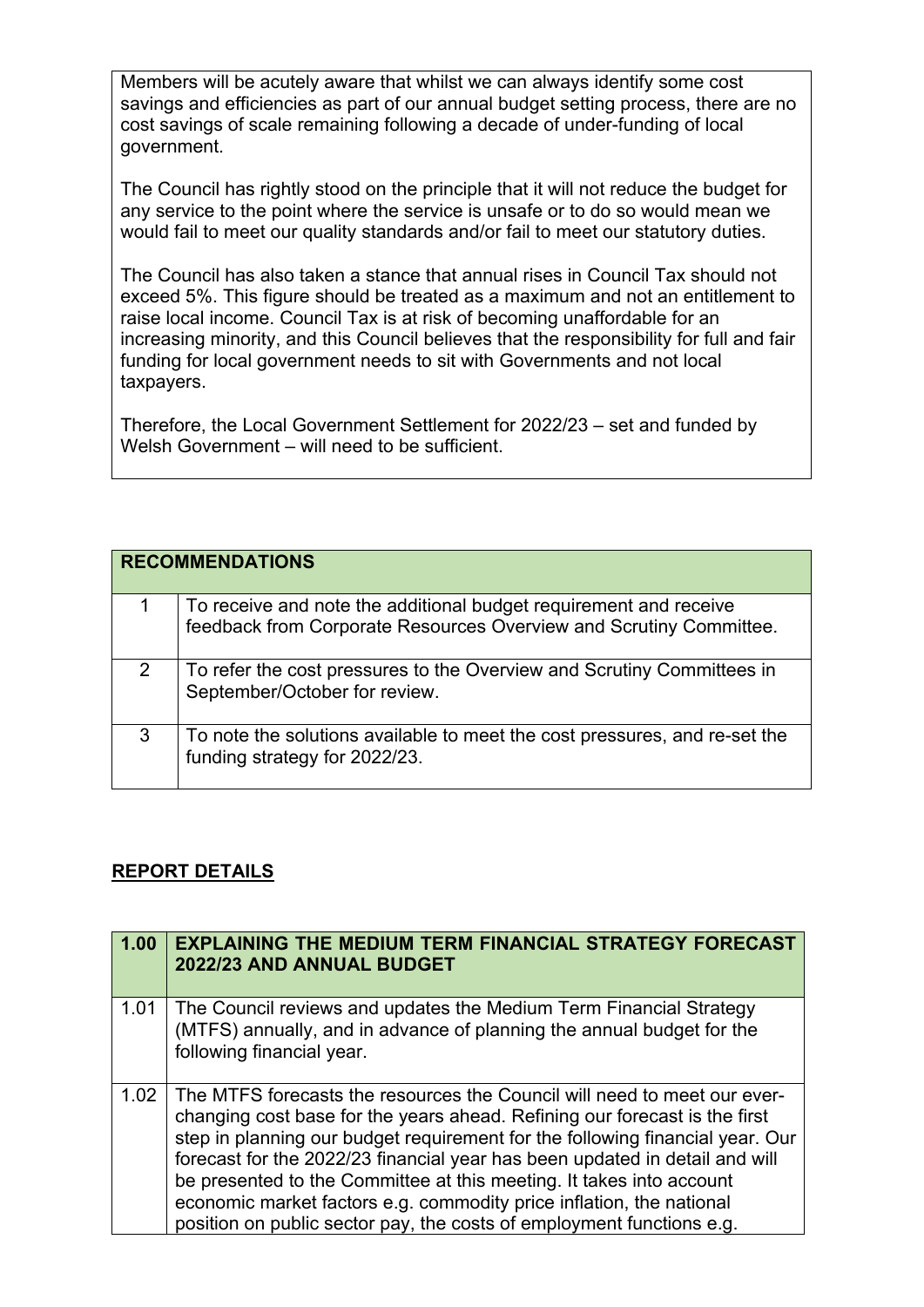Members will be acutely aware that whilst we can always identify some cost savings and efficiencies as part of our annual budget setting process, there are no cost savings of scale remaining following a decade of under-funding of local government.

The Council has rightly stood on the principle that it will not reduce the budget for any service to the point where the service is unsafe or to do so would mean we would fail to meet our quality standards and/or fail to meet our statutory duties.

The Council has also taken a stance that annual rises in Council Tax should not exceed 5%. This figure should be treated as a maximum and not an entitlement to raise local income. Council Tax is at risk of becoming unaffordable for an increasing minority, and this Council believes that the responsibility for full and fair funding for local government needs to sit with Governments and not local taxpayers.

Therefore, the Local Government Settlement for 2022/23 – set and funded by Welsh Government – will need to be sufficient.

| **RECOMMENDATIONS** | |
|---|---|
| 1 | To receive and note the additional budget requirement and receive feedback from Corporate Resources Overview and Scrutiny Committee. |
| 2 | To refer the cost pressures to the Overview and Scrutiny Committees in September/October for review. |
| 3 | To note the solutions available to meet the cost pressures, and re-set the funding strategy for 2022/23. |

## REPORT DETAILS

| **1.00** | **EXPLAINING THE MEDIUM TERM FINANCIAL STRATEGY FORECAST 2022/23 AND ANNUAL BUDGET** |
|---|---|
| 1.01 | The Council reviews and updates the Medium Term Financial Strategy (MTFS) annually, and in advance of planning the annual budget for the following financial year. |
| 1.02 | The MTFS forecasts the resources the Council will need to meet our ever-changing cost base for the years ahead. Refining our forecast is the first step in planning our budget requirement for the following financial year. Our forecast for the 2022/23 financial year has been updated in detail and will be presented to the Committee at this meeting. It takes into account economic market factors e.g. commodity price inflation, the national position on public sector pay, the costs of employment functions e.g. |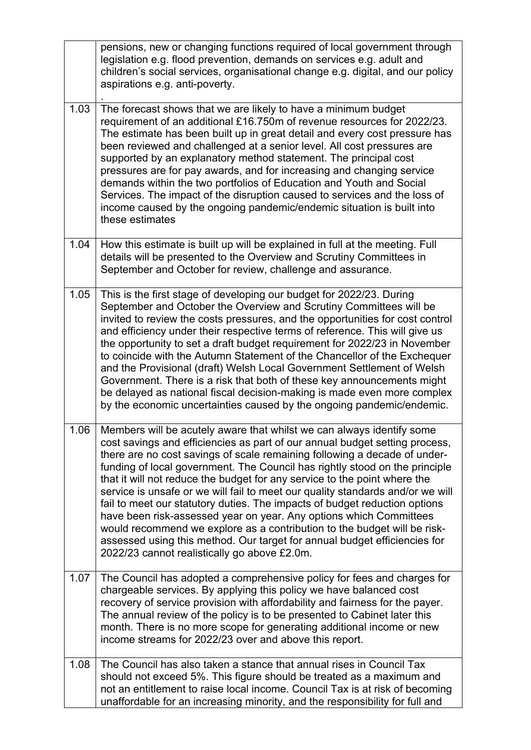| | |
|---|---|
| | pensions, new or changing functions required of local government through legislation e.g. flood prevention, demands on services e.g. adult and children's social services, organisational change e.g. digital, and our policy aspirations e.g. anti-poverty.<br>. |
| 1.03 | The forecast shows that we are likely to have a minimum budget requirement of an additional £16.750m of revenue resources for 2022/23. The estimate has been built up in great detail and every cost pressure has been reviewed and challenged at a senior level. All cost pressures are supported by an explanatory method statement. The principal cost pressures are for pay awards, and for increasing and changing service demands within the two portfolios of Education and Youth and Social Services. The impact of the disruption caused to services and the loss of income caused by the ongoing pandemic/endemic situation is built into these estimates |
| 1.04 | How this estimate is built up will be explained in full at the meeting. Full details will be presented to the Overview and Scrutiny Committees in September and October for review, challenge and assurance. |
| 1.05 | This is the first stage of developing our budget for 2022/23. During September and October the Overview and Scrutiny Committees will be invited to review the costs pressures, and the opportunities for cost control and efficiency under their respective terms of reference. This will give us the opportunity to set a draft budget requirement for 2022/23 in November to coincide with the Autumn Statement of the Chancellor of the Exchequer and the Provisional (draft) Welsh Local Government Settlement of Welsh Government. There is a risk that both of these key announcements might be delayed as national fiscal decision-making is made even more complex by the economic uncertainties caused by the ongoing pandemic/endemic. |
| 1.06 | Members will be acutely aware that whilst we can always identify some cost savings and efficiencies as part of our annual budget setting process, there are no cost savings of scale remaining following a decade of under-funding of local government. The Council has rightly stood on the principle that it will not reduce the budget for any service to the point where the service is unsafe or we will fail to meet our quality standards and/or we will fail to meet our statutory duties. The impacts of budget reduction options have been risk-assessed year on year. Any options which Committees would recommend we explore as a contribution to the budget will be risk-assessed using this method. Our target for annual budget efficiencies for 2022/23 cannot realistically go above £2.0m. |
| 1.07 | The Council has adopted a comprehensive policy for fees and charges for chargeable services. By applying this policy we have balanced cost recovery of service provision with affordability and fairness for the payer. The annual review of the policy is to be presented to Cabinet later this month. There is no more scope for generating additional income or new income streams for 2022/23 over and above this report. |
| 1.08 | The Council has also taken a stance that annual rises in Council Tax should not exceed 5%. This figure should be treated as a maximum and not an entitlement to raise local income. Council Tax is at risk of becoming unaffordable for an increasing minority, and the responsibility for full and |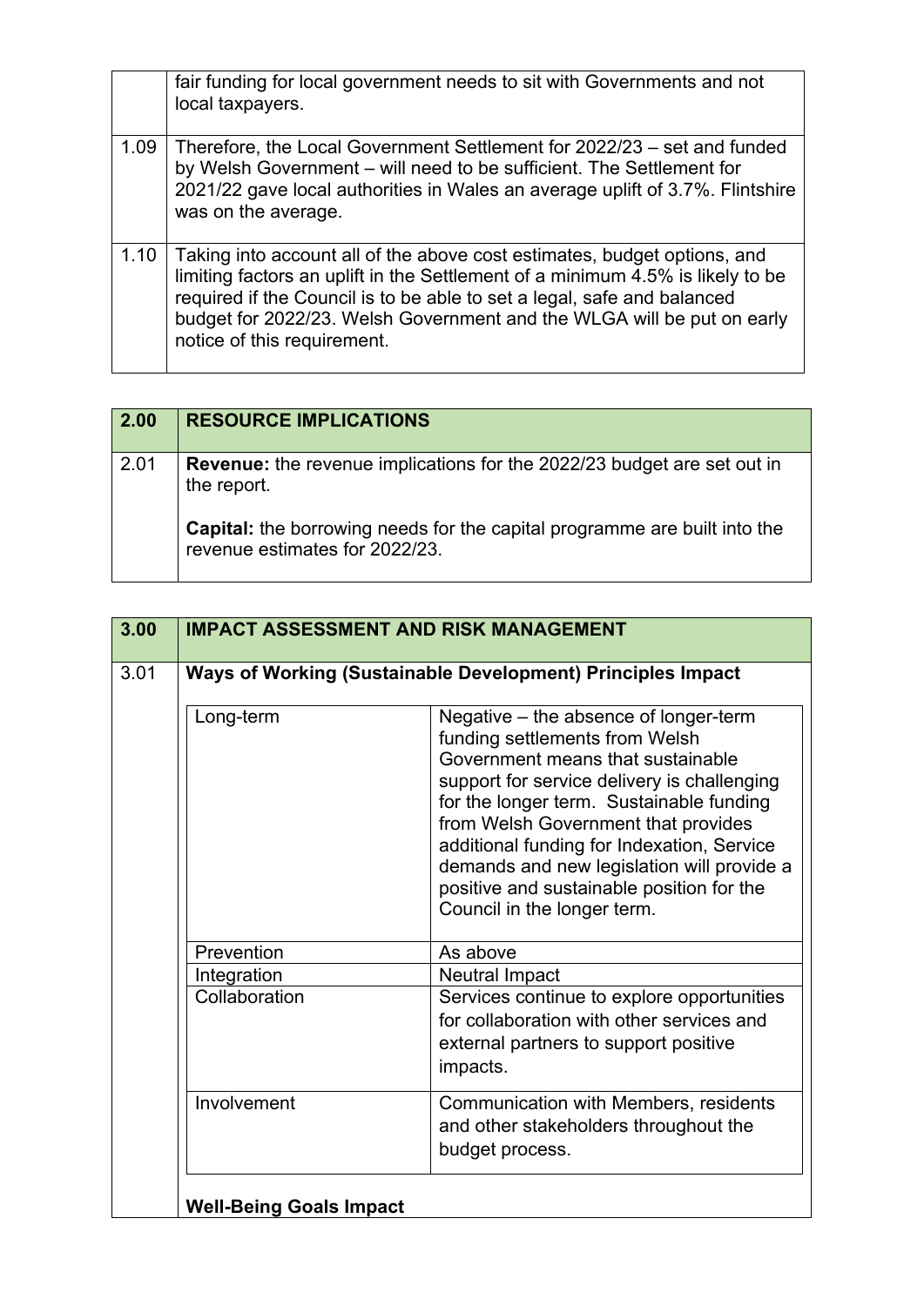|  |  |
|---|---|
|  | fair funding for local government needs to sit with Governments and not local taxpayers. |
| 1.09 | Therefore, the Local Government Settlement for 2022/23 – set and funded by Welsh Government – will need to be sufficient. The Settlement for 2021/22 gave local authorities in Wales an average uplift of 3.7%. Flintshire was on the average. |
| 1.10 | Taking into account all of the above cost estimates, budget options, and limiting factors an uplift in the Settlement of a minimum 4.5% is likely to be required if the Council is to be able to set a legal, safe and balanced budget for 2022/23. Welsh Government and the WLGA will be put on early notice of this requirement. |

| 2.00 | RESOURCE IMPLICATIONS |
|---|---|
| 2.01 | **Revenue:** the revenue implications for the 2022/23 budget are set out in the report.<br><br>**Capital:** the borrowing needs for the capital programme are built into the revenue estimates for 2022/23. |

| 3.00 | IMPACT ASSESSMENT AND RISK MANAGEMENT |
|---|---|
| 3.01 | **Ways of Working (Sustainable Development) Principles Impact** |

| Principle | Impact |
|---|---|
| Long-term | Negative – the absence of longer-term funding settlements from Welsh Government means that sustainable support for service delivery is challenging for the longer term. Sustainable funding from Welsh Government that provides additional funding for Indexation, Service demands and new legislation will provide a positive and sustainable position for the Council in the longer term. |
| Prevention | As above |
| Integration | Neutral Impact |
| Collaboration | Services continue to explore opportunities for collaboration with other services and external partners to support positive impacts. |
| Involvement | Communication with Members, residents and other stakeholders throughout the budget process. |

**Well-Being Goals Impact**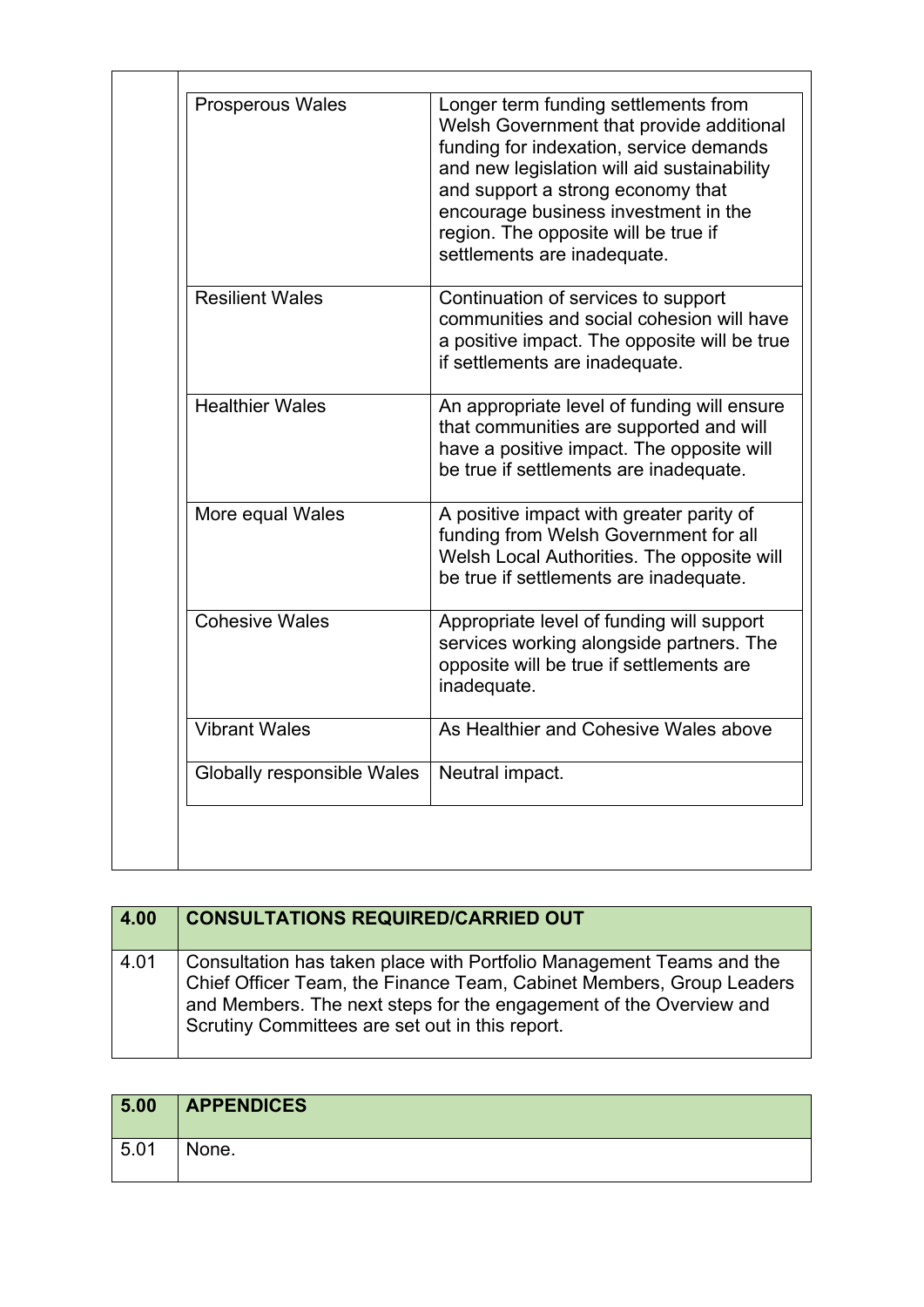| | |
|---|---|
| Prosperous Wales | Longer term funding settlements from Welsh Government that provide additional funding for indexation, service demands and new legislation will aid sustainability and support a strong economy that encourage business investment in the region. The opposite will be true if settlements are inadequate. |
| Resilient Wales | Continuation of services to support communities and social cohesion will have a positive impact. The opposite will be true if settlements are inadequate. |
| Healthier Wales | An appropriate level of funding will ensure that communities are supported and will have a positive impact. The opposite will be true if settlements are inadequate. |
| More equal Wales | A positive impact with greater parity of funding from Welsh Government for all Welsh Local Authorities. The opposite will be true if settlements are inadequate. |
| Cohesive Wales | Appropriate level of funding will support services working alongside partners. The opposite will be true if settlements are inadequate. |
| Vibrant Wales | As Healthier and Cohesive Wales above |
| Globally responsible Wales | Neutral impact. |

| 4.00 | CONSULTATIONS REQUIRED/CARRIED OUT |
|---|---|
| 4.01 | Consultation has taken place with Portfolio Management Teams and the Chief Officer Team, the Finance Team, Cabinet Members, Group Leaders and Members. The next steps for the engagement of the Overview and Scrutiny Committees are set out in this report. |

| 5.00 | APPENDICES |
|---|---|
| 5.01 | None. |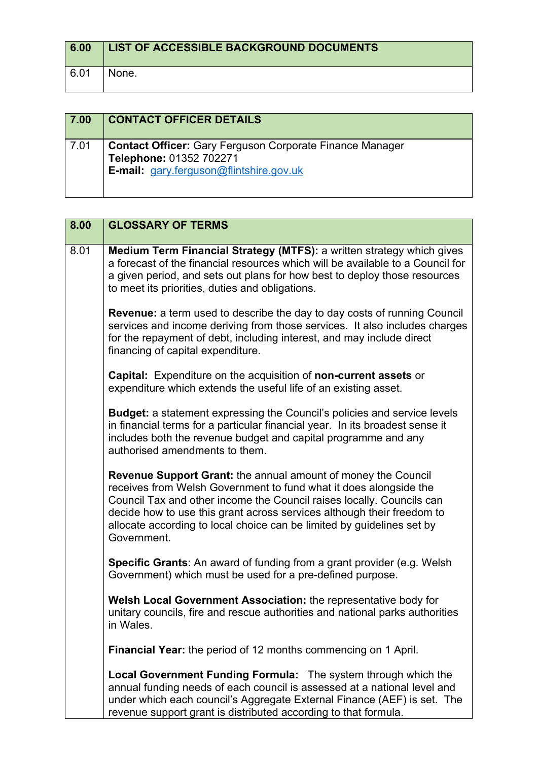| 6.00 | LIST OF ACCESSIBLE BACKGROUND DOCUMENTS |
|---|---|
| 6.01 | None. |

| 7.00 | CONTACT OFFICER DETAILS |
|---|---|
| 7.01 | **Contact Officer:** Gary Ferguson Corporate Finance Manager<br>**Telephone:** 01352 702271<br>**E-mail:** gary.ferguson@flintshire.gov.uk |

| 8.00 | GLOSSARY OF TERMS |
|---|---|
| 8.01 | **Medium Term Financial Strategy (MTFS):** a written strategy which gives a forecast of the financial resources which will be available to a Council for a given period, and sets out plans for how best to deploy those resources to meet its priorities, duties and obligations.<br><br>**Revenue:** a term used to describe the day to day costs of running Council services and income deriving from those services. It also includes charges for the repayment of debt, including interest, and may include direct financing of capital expenditure.<br><br>**Capital:** Expenditure on the acquisition of **non-current assets** or expenditure which extends the useful life of an existing asset.<br><br>**Budget:** a statement expressing the Council's policies and service levels in financial terms for a particular financial year. In its broadest sense it includes both the revenue budget and capital programme and any authorised amendments to them.<br><br>**Revenue Support Grant:** the annual amount of money the Council receives from Welsh Government to fund what it does alongside the Council Tax and other income the Council raises locally. Councils can decide how to use this grant across services although their freedom to allocate according to local choice can be limited by guidelines set by Government.<br><br>**Specific Grants**: An award of funding from a grant provider (e.g. Welsh Government) which must be used for a pre-defined purpose.<br><br>**Welsh Local Government Association:** the representative body for unitary councils, fire and rescue authorities and national parks authorities in Wales.<br><br>**Financial Year:** the period of 12 months commencing on 1 April.<br><br>**Local Government Funding Formula:** The system through which the annual funding needs of each council is assessed at a national level and under which each council's Aggregate External Finance (AEF) is set. The revenue support grant is distributed according to that formula. |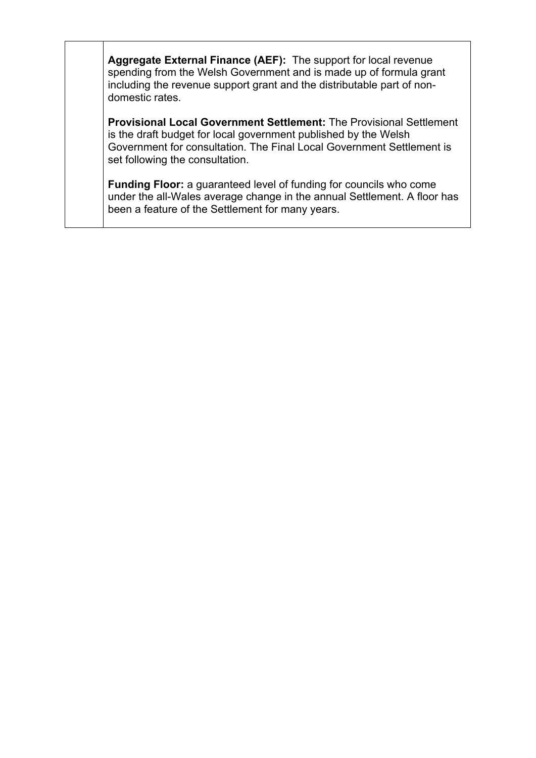| | |
|---|---|
| | **Aggregate External Finance (AEF):** The support for local revenue spending from the Welsh Government and is made up of formula grant including the revenue support grant and the distributable part of non-domestic rates.<br><br>**Provisional Local Government Settlement:** The Provisional Settlement is the draft budget for local government published by the Welsh Government for consultation. The Final Local Government Settlement is set following the consultation.<br><br>**Funding Floor:** a guaranteed level of funding for councils who come under the all-Wales average change in the annual Settlement. A floor has been a feature of the Settlement for many years. |